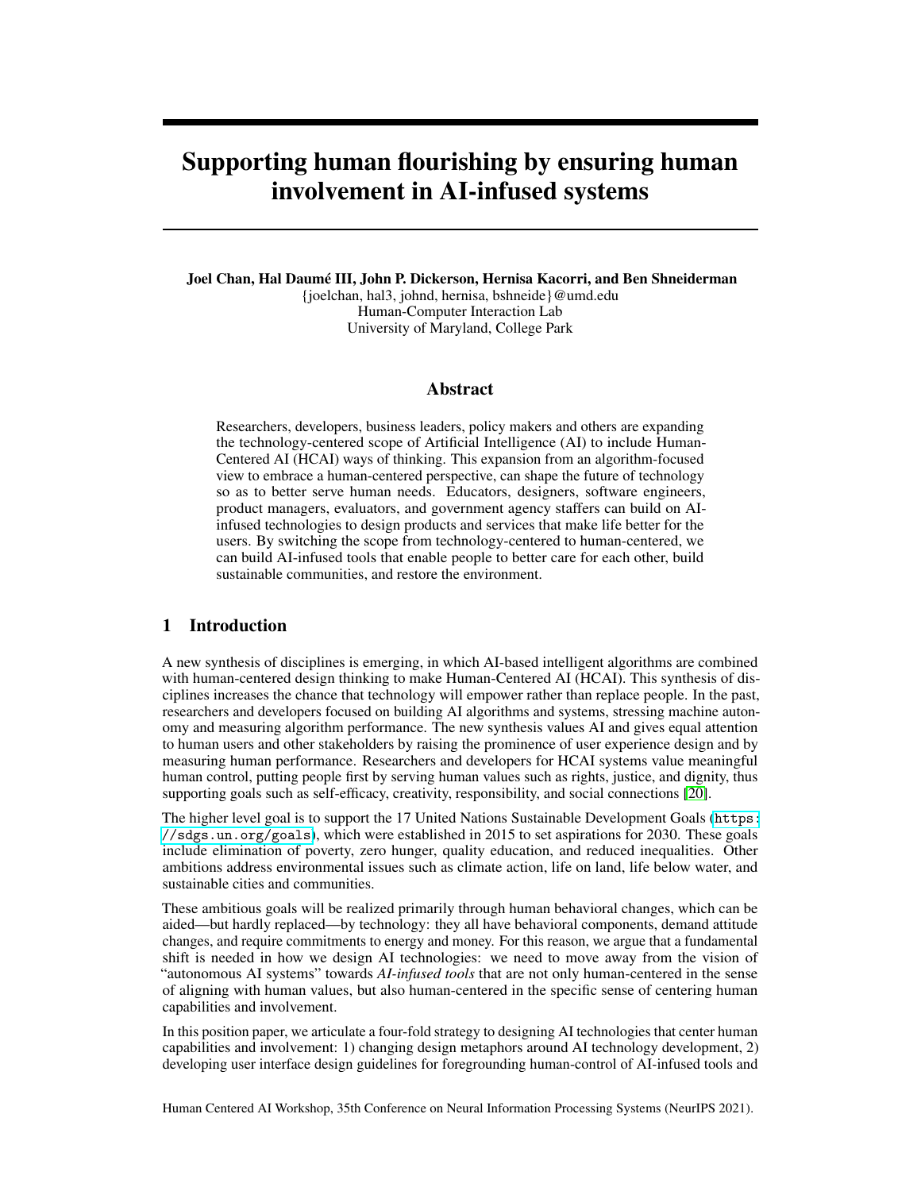# Supporting human flourishing by ensuring human involvement in AI-infused systems

**Joel Chan, Hal Daumé III, John P. Dickerson, Hernisa Kacorri, and Ben Shneiderman**
{joelchan, hal3, johnd, hernisa, bshneide}@umd.edu
Human-Computer Interaction Lab
University of Maryland, College Park

## Abstract

Researchers, developers, business leaders, policy makers and others are expanding the technology-centered scope of Artificial Intelligence (AI) to include Human-Centered AI (HCAI) ways of thinking. This expansion from an algorithm-focused view to embrace a human-centered perspective, can shape the future of technology so as to better serve human needs. Educators, designers, software engineers, product managers, evaluators, and government agency staffers can build on AI-infused technologies to design products and services that make life better for the users. By switching the scope from technology-centered to human-centered, we can build AI-infused tools that enable people to better care for each other, build sustainable communities, and restore the environment.

## 1 Introduction

A new synthesis of disciplines is emerging, in which AI-based intelligent algorithms are combined with human-centered design thinking to make Human-Centered AI (HCAI). This synthesis of disciplines increases the chance that technology will empower rather than replace people. In the past, researchers and developers focused on building AI algorithms and systems, stressing machine autonomy and measuring algorithm performance. The new synthesis values AI and gives equal attention to human users and other stakeholders by raising the prominence of user experience design and by measuring human performance. Researchers and developers for HCAI systems value meaningful human control, putting people first by serving human values such as rights, justice, and dignity, thus supporting goals such as self-efficacy, creativity, responsibility, and social connections [20].

The higher level goal is to support the 17 United Nations Sustainable Development Goals (`https://sdgs.un.org/goals`), which were established in 2015 to set aspirations for 2030. These goals include elimination of poverty, zero hunger, quality education, and reduced inequalities. Other ambitions address environmental issues such as climate action, life on land, life below water, and sustainable cities and communities.

These ambitious goals will be realized primarily through human behavioral changes, which can be aided—but hardly replaced—by technology: they all have behavioral components, demand attitude changes, and require commitments to energy and money. For this reason, we argue that a fundamental shift is needed in how we design AI technologies: we need to move away from the vision of "autonomous AI systems" towards *AI-infused tools* that are not only human-centered in the sense of aligning with human values, but also human-centered in the specific sense of centering human capabilities and involvement.

In this position paper, we articulate a four-fold strategy to designing AI technologies that center human capabilities and involvement: 1) changing design metaphors around AI technology development, 2) developing user interface design guidelines for foregrounding human-control of AI-infused tools and

Human Centered AI Workshop, 35th Conference on Neural Information Processing Systems (NeurIPS 2021).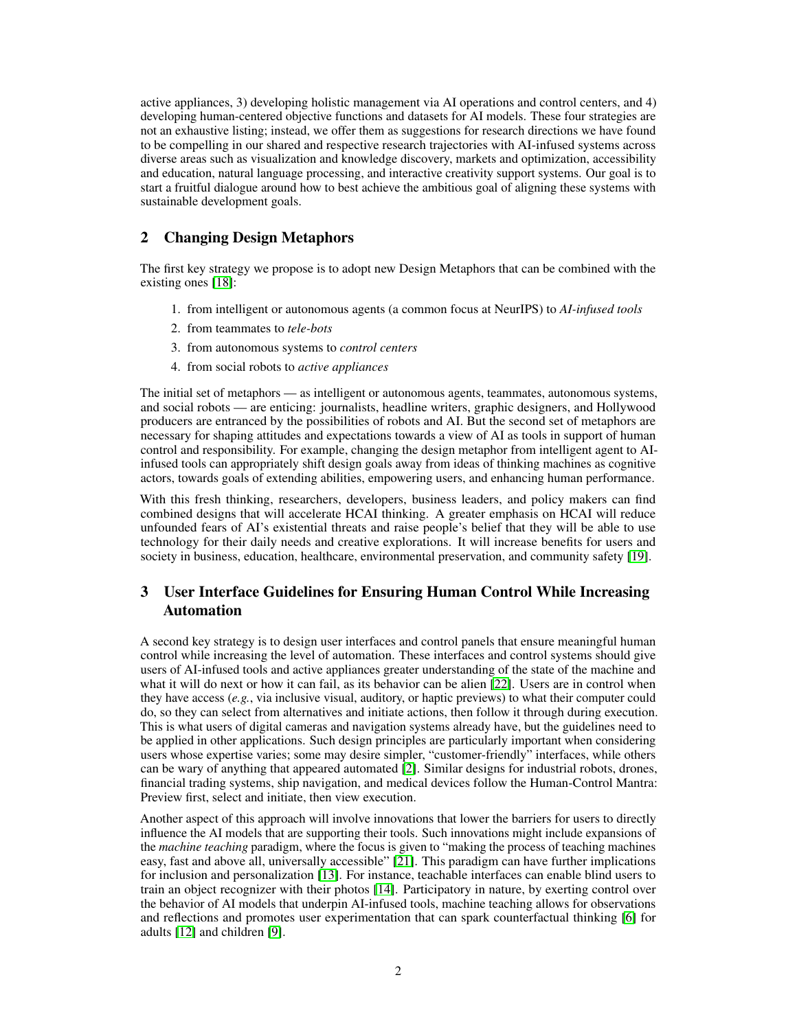active appliances, 3) developing holistic management via AI operations and control centers, and 4) developing human-centered objective functions and datasets for AI models. These four strategies are not an exhaustive listing; instead, we offer them as suggestions for research directions we have found to be compelling in our shared and respective research trajectories with AI-infused systems across diverse areas such as visualization and knowledge discovery, markets and optimization, accessibility and education, natural language processing, and interactive creativity support systems. Our goal is to start a fruitful dialogue around how to best achieve the ambitious goal of aligning these systems with sustainable development goals.

## 2 Changing Design Metaphors

The first key strategy we propose is to adopt new Design Metaphors that can be combined with the existing ones [18]:

1. from intelligent or autonomous agents (a common focus at NeurIPS) to *AI-infused tools*
2. from teammates to *tele-bots*
3. from autonomous systems to *control centers*
4. from social robots to *active appliances*

The initial set of metaphors — as intelligent or autonomous agents, teammates, autonomous systems, and social robots — are enticing: journalists, headline writers, graphic designers, and Hollywood producers are entranced by the possibilities of robots and AI. But the second set of metaphors are necessary for shaping attitudes and expectations towards a view of AI as tools in support of human control and responsibility. For example, changing the design metaphor from intelligent agent to AI-infused tools can appropriately shift design goals away from ideas of thinking machines as cognitive actors, towards goals of extending abilities, empowering users, and enhancing human performance.

With this fresh thinking, researchers, developers, business leaders, and policy makers can find combined designs that will accelerate HCAI thinking. A greater emphasis on HCAI will reduce unfounded fears of AI's existential threats and raise people's belief that they will be able to use technology for their daily needs and creative explorations. It will increase benefits for users and society in business, education, healthcare, environmental preservation, and community safety [19].

## 3 User Interface Guidelines for Ensuring Human Control While Increasing Automation

A second key strategy is to design user interfaces and control panels that ensure meaningful human control while increasing the level of automation. These interfaces and control systems should give users of AI-infused tools and active appliances greater understanding of the state of the machine and what it will do next or how it can fail, as its behavior can be alien [22]. Users are in control when they have access (*e.g.*, via inclusive visual, auditory, or haptic previews) to what their computer could do, so they can select from alternatives and initiate actions, then follow it through during execution. This is what users of digital cameras and navigation systems already have, but the guidelines need to be applied in other applications. Such design principles are particularly important when considering users whose expertise varies; some may desire simpler, "customer-friendly" interfaces, while others can be wary of anything that appeared automated [2]. Similar designs for industrial robots, drones, financial trading systems, ship navigation, and medical devices follow the Human-Control Mantra: Preview first, select and initiate, then view execution.

Another aspect of this approach will involve innovations that lower the barriers for users to directly influence the AI models that are supporting their tools. Such innovations might include expansions of the *machine teaching* paradigm, where the focus is given to "making the process of teaching machines easy, fast and above all, universally accessible" [21]. This paradigm can have further implications for inclusion and personalization [13]. For instance, teachable interfaces can enable blind users to train an object recognizer with their photos [14]. Participatory in nature, by exerting control over the behavior of AI models that underpin AI-infused tools, machine teaching allows for observations and reflections and promotes user experimentation that can spark counterfactual thinking [6] for adults [12] and children [9].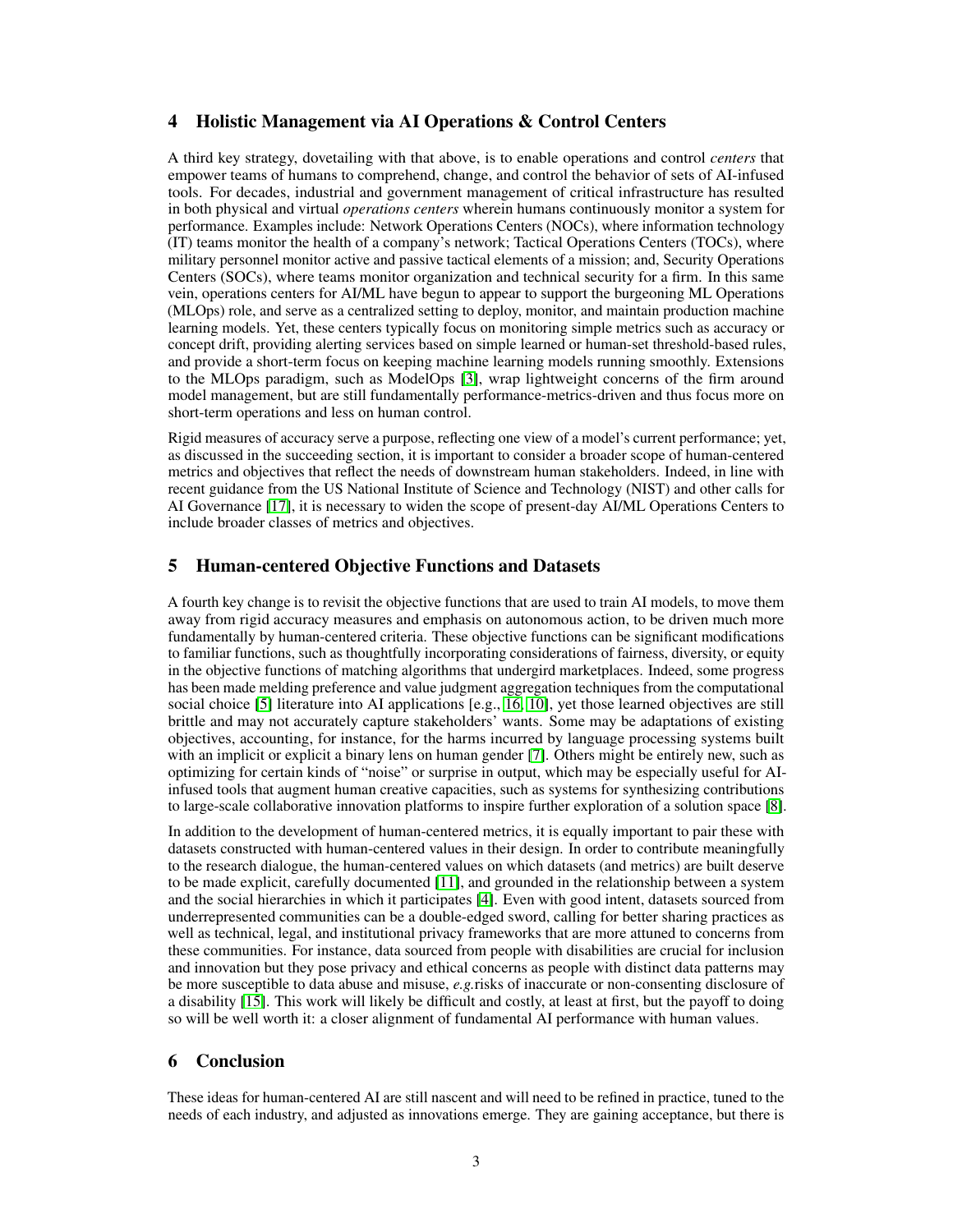## 4 Holistic Management via AI Operations & Control Centers

A third key strategy, dovetailing with that above, is to enable operations and control *centers* that empower teams of humans to comprehend, change, and control the behavior of sets of AI-infused tools. For decades, industrial and government management of critical infrastructure has resulted in both physical and virtual *operations centers* wherein humans continuously monitor a system for performance. Examples include: Network Operations Centers (NOCs), where information technology (IT) teams monitor the health of a company's network; Tactical Operations Centers (TOCs), where military personnel monitor active and passive tactical elements of a mission; and, Security Operations Centers (SOCs), where teams monitor organization and technical security for a firm. In this same vein, operations centers for AI/ML have begun to appear to support the burgeoning ML Operations (MLOps) role, and serve as a centralized setting to deploy, monitor, and maintain production machine learning models. Yet, these centers typically focus on monitoring simple metrics such as accuracy or concept drift, providing alerting services based on simple learned or human-set threshold-based rules, and provide a short-term focus on keeping machine learning models running smoothly. Extensions to the MLOps paradigm, such as ModelOps [3], wrap lightweight concerns of the firm around model management, but are still fundamentally performance-metrics-driven and thus focus more on short-term operations and less on human control.

Rigid measures of accuracy serve a purpose, reflecting one view of a model's current performance; yet, as discussed in the succeeding section, it is important to consider a broader scope of human-centered metrics and objectives that reflect the needs of downstream human stakeholders. Indeed, in line with recent guidance from the US National Institute of Science and Technology (NIST) and other calls for AI Governance [17], it is necessary to widen the scope of present-day AI/ML Operations Centers to include broader classes of metrics and objectives.

## 5 Human-centered Objective Functions and Datasets

A fourth key change is to revisit the objective functions that are used to train AI models, to move them away from rigid accuracy measures and emphasis on autonomous action, to be driven much more fundamentally by human-centered criteria. These objective functions can be significant modifications to familiar functions, such as thoughtfully incorporating considerations of fairness, diversity, or equity in the objective functions of matching algorithms that undergird marketplaces. Indeed, some progress has been made melding preference and value judgment aggregation techniques from the computational social choice [5] literature into AI applications [e.g., 16, 10], yet those learned objectives are still brittle and may not accurately capture stakeholders' wants. Some may be adaptations of existing objectives, accounting, for instance, for the harms incurred by language processing systems built with an implicit or explicit a binary lens on human gender [7]. Others might be entirely new, such as optimizing for certain kinds of "noise" or surprise in output, which may be especially useful for AI-infused tools that augment human creative capacities, such as systems for synthesizing contributions to large-scale collaborative innovation platforms to inspire further exploration of a solution space [8].

In addition to the development of human-centered metrics, it is equally important to pair these with datasets constructed with human-centered values in their design. In order to contribute meaningfully to the research dialogue, the human-centered values on which datasets (and metrics) are built deserve to be made explicit, carefully documented [11], and grounded in the relationship between a system and the social hierarchies in which it participates [4]. Even with good intent, datasets sourced from underrepresented communities can be a double-edged sword, calling for better sharing practices as well as technical, legal, and institutional privacy frameworks that are more attuned to concerns from these communities. For instance, data sourced from people with disabilities are crucial for inclusion and innovation but they pose privacy and ethical concerns as people with distinct data patterns may be more susceptible to data abuse and misuse, *e.g.*risks of inaccurate or non-consenting disclosure of a disability [15]. This work will likely be difficult and costly, at least at first, but the payoff to doing so will be well worth it: a closer alignment of fundamental AI performance with human values.

## 6 Conclusion

These ideas for human-centered AI are still nascent and will need to be refined in practice, tuned to the needs of each industry, and adjusted as innovations emerge. They are gaining acceptance, but there is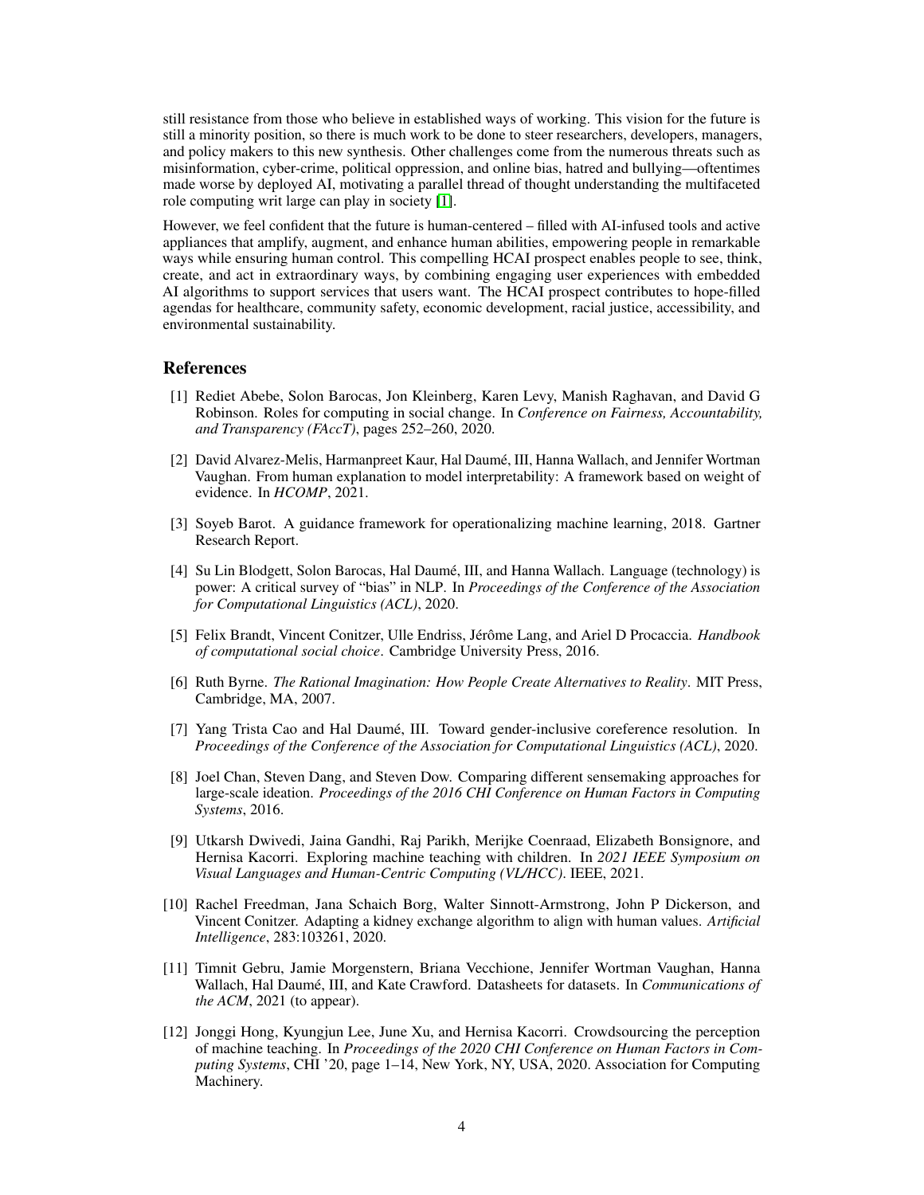still resistance from those who believe in established ways of working. This vision for the future is still a minority position, so there is much work to be done to steer researchers, developers, managers, and policy makers to this new synthesis. Other challenges come from the numerous threats such as misinformation, cyber-crime, political oppression, and online bias, hatred and bullying—oftentimes made worse by deployed AI, motivating a parallel thread of thought understanding the multifaceted role computing writ large can play in society [1].

However, we feel confident that the future is human-centered – filled with AI-infused tools and active appliances that amplify, augment, and enhance human abilities, empowering people in remarkable ways while ensuring human control. This compelling HCAI prospect enables people to see, think, create, and act in extraordinary ways, by combining engaging user experiences with embedded AI algorithms to support services that users want. The HCAI prospect contributes to hope-filled agendas for healthcare, community safety, economic development, racial justice, accessibility, and environmental sustainability.

## References

[1] Rediet Abebe, Solon Barocas, Jon Kleinberg, Karen Levy, Manish Raghavan, and David G Robinson. Roles for computing in social change. In *Conference on Fairness, Accountability, and Transparency (FAccT)*, pages 252–260, 2020.

[2] David Alvarez-Melis, Harmanpreet Kaur, Hal Daumé, III, Hanna Wallach, and Jennifer Wortman Vaughan. From human explanation to model interpretability: A framework based on weight of evidence. In *HCOMP*, 2021.

[3] Soyeb Barot. A guidance framework for operationalizing machine learning, 2018. Gartner Research Report.

[4] Su Lin Blodgett, Solon Barocas, Hal Daumé, III, and Hanna Wallach. Language (technology) is power: A critical survey of "bias" in NLP. In *Proceedings of the Conference of the Association for Computational Linguistics (ACL)*, 2020.

[5] Felix Brandt, Vincent Conitzer, Ulle Endriss, Jérôme Lang, and Ariel D Procaccia. *Handbook of computational social choice*. Cambridge University Press, 2016.

[6] Ruth Byrne. *The Rational Imagination: How People Create Alternatives to Reality*. MIT Press, Cambridge, MA, 2007.

[7] Yang Trista Cao and Hal Daumé, III. Toward gender-inclusive coreference resolution. In *Proceedings of the Conference of the Association for Computational Linguistics (ACL)*, 2020.

[8] Joel Chan, Steven Dang, and Steven Dow. Comparing different sensemaking approaches for large-scale ideation. *Proceedings of the 2016 CHI Conference on Human Factors in Computing Systems*, 2016.

[9] Utkarsh Dwivedi, Jaina Gandhi, Raj Parikh, Merijke Coenraad, Elizabeth Bonsignore, and Hernisa Kacorri. Exploring machine teaching with children. In *2021 IEEE Symposium on Visual Languages and Human-Centric Computing (VL/HCC)*. IEEE, 2021.

[10] Rachel Freedman, Jana Schaich Borg, Walter Sinnott-Armstrong, John P Dickerson, and Vincent Conitzer. Adapting a kidney exchange algorithm to align with human values. *Artificial Intelligence*, 283:103261, 2020.

[11] Timnit Gebru, Jamie Morgenstern, Briana Vecchione, Jennifer Wortman Vaughan, Hanna Wallach, Hal Daumé, III, and Kate Crawford. Datasheets for datasets. In *Communications of the ACM*, 2021 (to appear).

[12] Jonggi Hong, Kyungjun Lee, June Xu, and Hernisa Kacorri. Crowdsourcing the perception of machine teaching. In *Proceedings of the 2020 CHI Conference on Human Factors in Computing Systems*, CHI '20, page 1–14, New York, NY, USA, 2020. Association for Computing Machinery.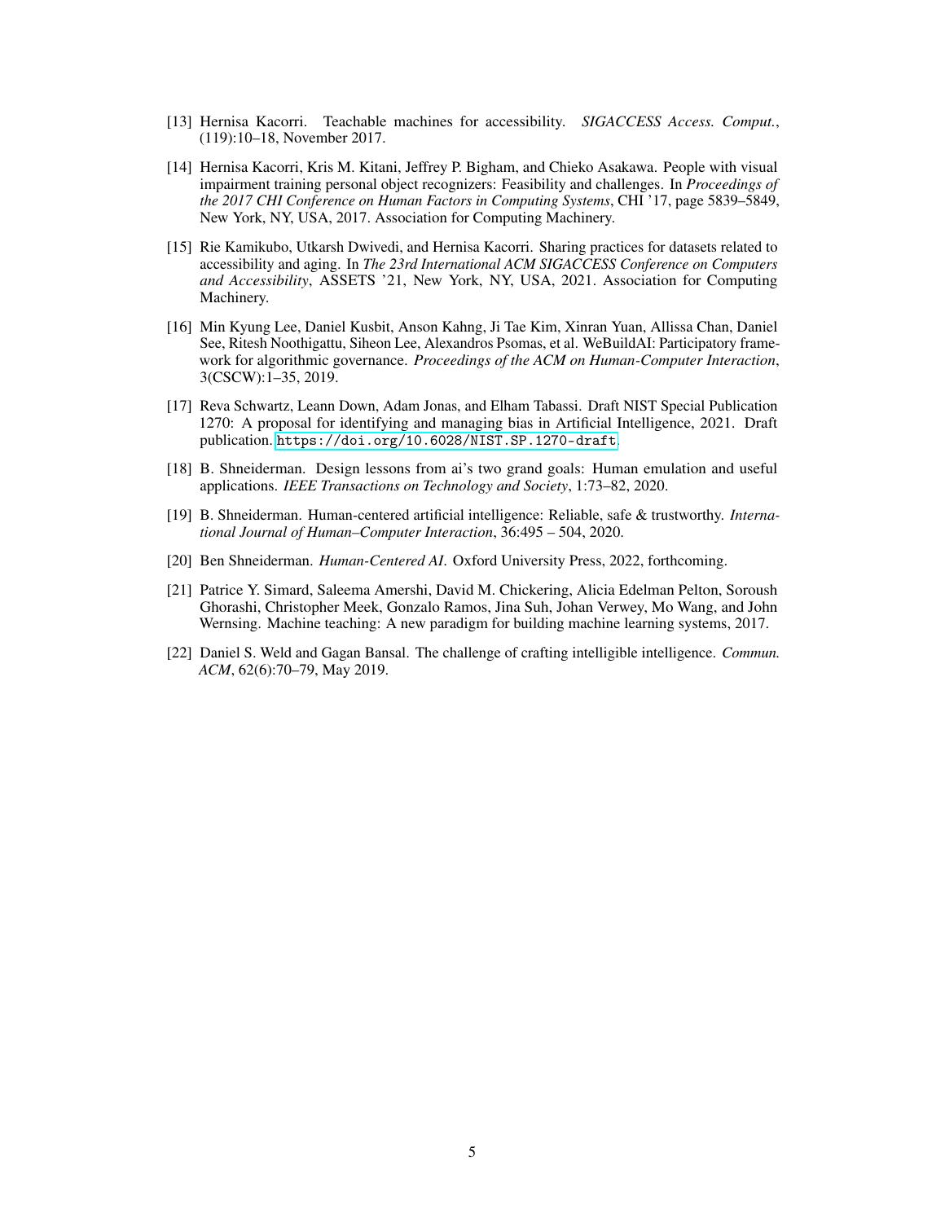[13] Hernisa Kacorri. Teachable machines for accessibility. *SIGACCESS Access. Comput.*, (119):10–18, November 2017.

[14] Hernisa Kacorri, Kris M. Kitani, Jeffrey P. Bigham, and Chieko Asakawa. People with visual impairment training personal object recognizers: Feasibility and challenges. In *Proceedings of the 2017 CHI Conference on Human Factors in Computing Systems*, CHI '17, page 5839–5849, New York, NY, USA, 2017. Association for Computing Machinery.

[15] Rie Kamikubo, Utkarsh Dwivedi, and Hernisa Kacorri. Sharing practices for datasets related to accessibility and aging. In *The 23rd International ACM SIGACCESS Conference on Computers and Accessibility*, ASSETS '21, New York, NY, USA, 2021. Association for Computing Machinery.

[16] Min Kyung Lee, Daniel Kusbit, Anson Kahng, Ji Tae Kim, Xinran Yuan, Allissa Chan, Daniel See, Ritesh Noothigattu, Siheon Lee, Alexandros Psomas, et al. WeBuildAI: Participatory framework for algorithmic governance. *Proceedings of the ACM on Human-Computer Interaction*, 3(CSCW):1–35, 2019.

[17] Reva Schwartz, Leann Down, Adam Jonas, and Elham Tabassi. Draft NIST Special Publication 1270: A proposal for identifying and managing bias in Artificial Intelligence, 2021. Draft publication. `https://doi.org/10.6028/NIST.SP.1270-draft`.

[18] B. Shneiderman. Design lessons from ai's two grand goals: Human emulation and useful applications. *IEEE Transactions on Technology and Society*, 1:73–82, 2020.

[19] B. Shneiderman. Human-centered artificial intelligence: Reliable, safe & trustworthy. *International Journal of Human–Computer Interaction*, 36:495 – 504, 2020.

[20] Ben Shneiderman. *Human-Centered AI*. Oxford University Press, 2022, forthcoming.

[21] Patrice Y. Simard, Saleema Amershi, David M. Chickering, Alicia Edelman Pelton, Soroush Ghorashi, Christopher Meek, Gonzalo Ramos, Jina Suh, Johan Verwey, Mo Wang, and John Wernsing. Machine teaching: A new paradigm for building machine learning systems, 2017.

[22] Daniel S. Weld and Gagan Bansal. The challenge of crafting intelligible intelligence. *Commun. ACM*, 62(6):70–79, May 2019.